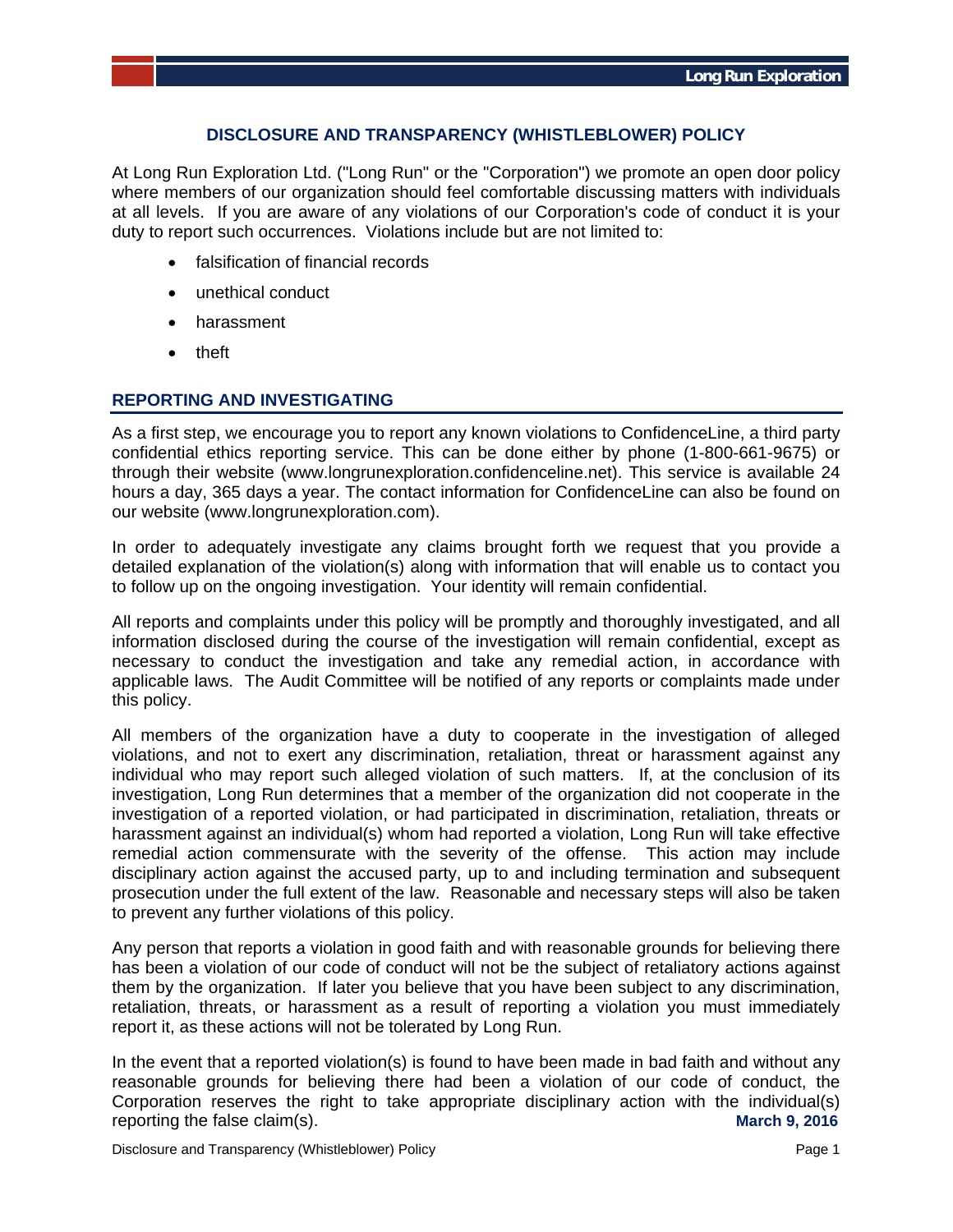# DISCLOSURE AND TRANSPARENCY (WHISTLEBLOWER) POLICY

At Long Run Exploration Ltd. ("Long Run" or the "Corporation") we promote an open door policy where members of our organization should feel comfortable discussing matters with individuals at all levels. If you are aware of any violations of our Corporation's code of conduct it is your duty to report such occurrences. Violations include but are not limited to:

- falsification of financial records
- unethical conduct
- harassment
- theft

## REPORTING AND INVESTIGATING

As a first step, we encourage you to report any known violations to ConfidenceLine, a third party confidential ethics reporting service. This can be done either by phone (1-800-661-9675) or through their website (www.longrunexploration.confidenceline.net). This service is available 24 hours a day, 365 days a year. The contact information for ConfidenceLine can also be found on our website (www.longrunexploration.com).

In order to adequately investigate any claims brought forth we request that you provide a detailed explanation of the violation(s) along with information that will enable us to contact you to follow up on the ongoing investigation. Your identity will remain confidential.

All reports and complaints under this policy will be promptly and thoroughly investigated, and all information disclosed during the course of the investigation will remain confidential, except as necessary to conduct the investigation and take any remedial action, in accordance with applicable laws. The Audit Committee will be notified of any reports or complaints made under this policy.

All members of the organization have a duty to cooperate in the investigation of alleged violations, and not to exert any discrimination, retaliation, threat or harassment against any individual who may report such alleged violation of such matters. If, at the conclusion of its investigation, Long Run determines that a member of the organization did not cooperate in the investigation of a reported violation, or had participated in discrimination, retaliation, threats or harassment against an individual(s) whom had reported a violation, Long Run will take effective remedial action commensurate with the severity of the offense. This action may include disciplinary action against the accused party, up to and including termination and subsequent prosecution under the full extent of the law. Reasonable and necessary steps will also be taken to prevent any further violations of this policy.

Any person that reports a violation in good faith and with reasonable grounds for believing there has been a violation of our code of conduct will not be the subject of retaliatory actions against them by the organization. If later you believe that you have been subject to any discrimination, retaliation, threats, or harassment as a result of reporting a violation you must immediately report it, as these actions will not be tolerated by Long Run.

In the event that a reported violation(s) is found to have been made in bad faith and without any reasonable grounds for believing there had been a violation of our code of conduct, the Corporation reserves the right to take appropriate disciplinary action with the individual(s) reporting the false claim(s).

**March 9, 2016**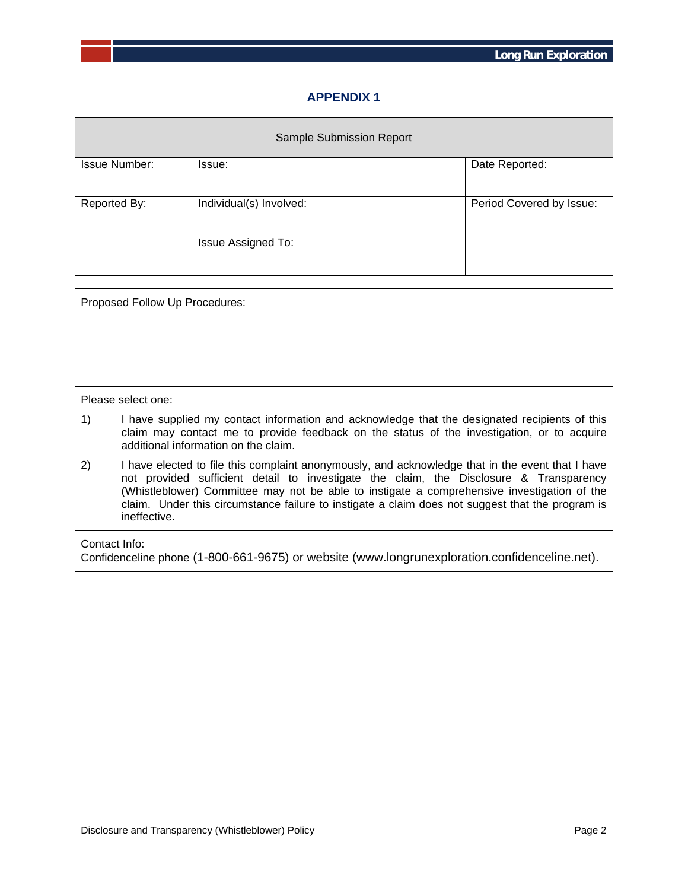## APPENDIX 1

| Sample Submission Report | | |
|---|---|---|
| Issue Number: | Issue: | Date Reported: |
| Reported By: | Individual(s) Involved: | Period Covered by Issue: |
| | Issue Assigned To: | |

Proposed Follow Up Procedures:

Please select one:

1) I have supplied my contact information and acknowledge that the designated recipients of this claim may contact me to provide feedback on the status of the investigation, or to acquire additional information on the claim.

2) I have elected to file this complaint anonymously, and acknowledge that in the event that I have not provided sufficient detail to investigate the claim, the Disclosure & Transparency (Whistleblower) Committee may not be able to instigate a comprehensive investigation of the claim. Under this circumstance failure to instigate a claim does not suggest that the program is ineffective.

Contact Info:
Confidenceline phone (1-800-661-9675) or website (www.longrunexploration.confidenceline.net).